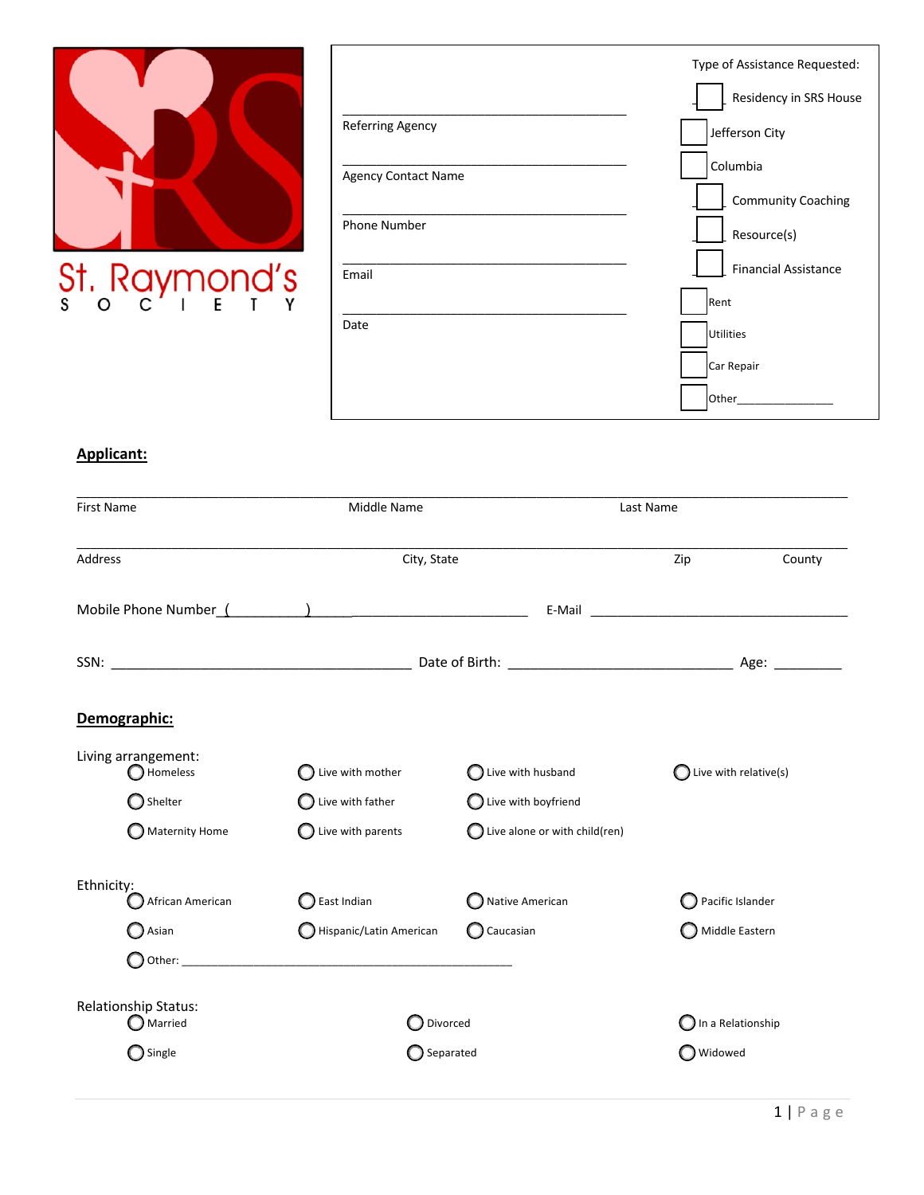St. Raymond's
S O C I E T Y

______________________________
Referring Agency

______________________________
Agency Contact Name

______________________________
Phone Number

______________________________
Email

______________________________
Date

Type of Assistance Requested:

- ☐ Residency in SRS House
  - ☐ Jefferson City
  - ☐ Columbia
- ☐ Community Coaching
- ☐ Resource(s)
- ☐ Financial Assistance
  - ☐ Rent
  - ☐ Utilities
  - ☐ Car Repair
  - ☐ Other_______________

## Applicant:

_____________________________________________________________________________
First Name Middle Name Last Name

_____________________________________________________________________________
Address City, State Zip County

Mobile Phone Number (__________)______________________ E-Mail ____________________________

SSN: ____________________________ Date of Birth: ______________________ Age: ________

## Demographic:

Living arrangement:

- ◯ Homeless
- ◯ Shelter
- ◯ Maternity Home
- ◯ Live with mother
- ◯ Live with father
- ◯ Live with parents
- ◯ Live with husband
- ◯ Live with boyfriend
- ◯ Live alone or with child(ren)
- ◯ Live with relative(s)

Ethnicity:

- ◯ African American
- ◯ Asian
- ◯ Other: ________________________________________
- ◯ East Indian
- ◯ Hispanic/Latin American
- ◯ Native American
- ◯ Caucasian
- ◯ Pacific Islander
- ◯ Middle Eastern

Relationship Status:

- ◯ Married
- ◯ Single
- ◯ Divorced
- ◯ Separated
- ◯ In a Relationship
- ◯ Widowed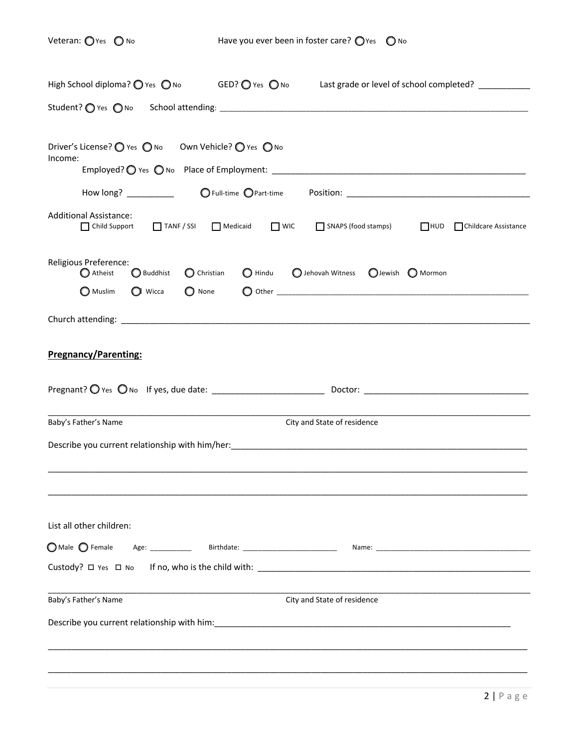Veteran: ◯ Yes ◯ No Have you ever been in foster care? ◯ Yes ◯ No

High School diploma? ◯ Yes ◯ No GED? ◯ Yes ◯ No Last grade or level of school completed? ___________

Student? ◯ Yes ◯ No School attending: ______________________________________________________________

Driver's License? ◯ Yes ◯ No Own Vehicle? ◯ Yes ◯ No

Income:

Employed? ◯ Yes ◯ No Place of Employment: ______________________________________________

How long? __________ ◯ Full-time ◯ Part-time Position: ____________________________________

Additional Assistance:

☐ Child Support ☐ TANF / SSI ☐ Medicaid ☐ WIC ☐ SNAPS (food stamps) ☐ HUD ☐ Childcare Assistance

Religious Preference:

◯ Atheist ◯ Buddhist ◯ Christian ◯ Hindu ◯ Jehovah Witness ◯ Jewish ◯ Mormon

◯ Muslim ◯ Wicca ◯ None ◯ Other ______________________________________________________

Church attending: ______________________________________________________________________________

**Pregnancy/Parenting:**

Pregnant? ◯ Yes ◯ No If yes, due date: ________________________ Doctor: ________________________________

_____________________________________________________________________________________________

Baby's Father's Name City and State of residence

Describe you current relationship with him/her:_______________________________________________________

_____________________________________________________________________________________________

_____________________________________________________________________________________________

List all other children:

◯ Male ◯ Female Age: ___________ Birthdate: ________________________ Name: ______________________________

Custody? ☐ Yes ☐ No If no, who is the child with: ____________________________________________________

_____________________________________________________________________________________________

Baby's Father's Name City and State of residence

Describe you current relationship with him:___________________________________________________________

_____________________________________________________________________________________________

_____________________________________________________________________________________________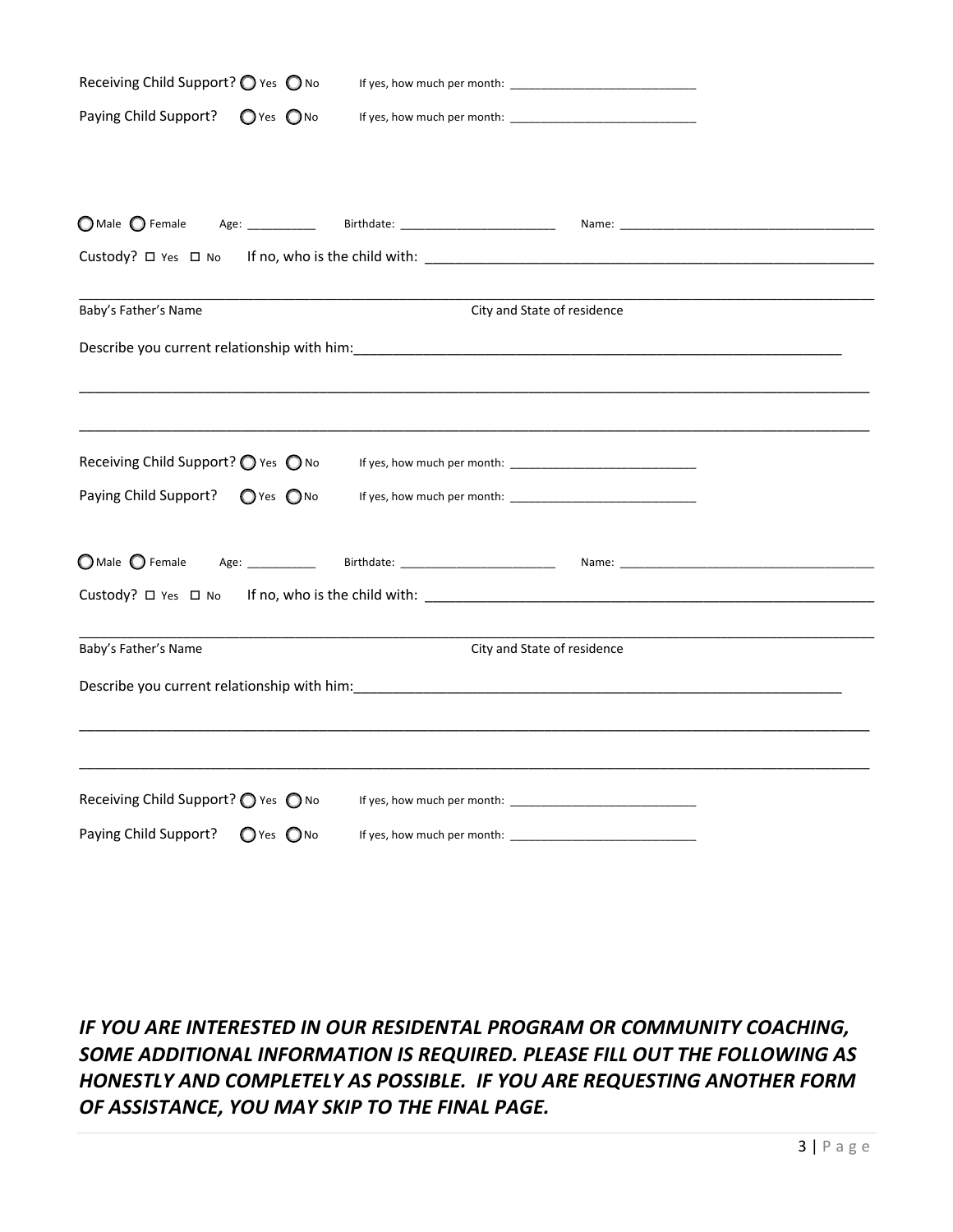Receiving Child Support? ◯ Yes ◯ No    If yes, how much per month: ____________________________

Paying Child Support? ◯ Yes ◯ No    If yes, how much per month: ____________________________

◯ Male ◯ Female    Age: ___________    Birthdate: _________________________    Name: _________________________________________

Custody? ☐ Yes ☐ No    If no, who is the child with: ___________________________________________________________

_____________________________________________________________________________________________________

Baby's Father's Name                                                    City and State of residence

Describe you current relationship with him:___________________________________________________________________

_____________________________________________________________________________________________________

_____________________________________________________________________________________________________

Receiving Child Support? ◯ Yes ◯ No    If yes, how much per month: ____________________________

Paying Child Support? ◯ Yes ◯ No    If yes, how much per month: ____________________________

◯ Male ◯ Female    Age: ___________    Birthdate: _________________________    Name: _________________________________________

Custody? ☐ Yes ☐ No    If no, who is the child with: ___________________________________________________________

_____________________________________________________________________________________________________

Baby's Father's Name                                                    City and State of residence

Describe you current relationship with him:___________________________________________________________________

_____________________________________________________________________________________________________

_____________________________________________________________________________________________________

Receiving Child Support? ◯ Yes ◯ No    If yes, how much per month: ____________________________

Paying Child Support? ◯ Yes ◯ No    If yes, how much per month: ____________________________

***IF YOU ARE INTERESTED IN OUR RESIDENTAL PROGRAM OR COMMUNITY COACHING, SOME ADDITIONAL INFORMATION IS REQUIRED. PLEASE FILL OUT THE FOLLOWING AS HONESTLY AND COMPLETELY AS POSSIBLE. IF YOU ARE REQUESTING ANOTHER FORM OF ASSISTANCE, YOU MAY SKIP TO THE FINAL PAGE.***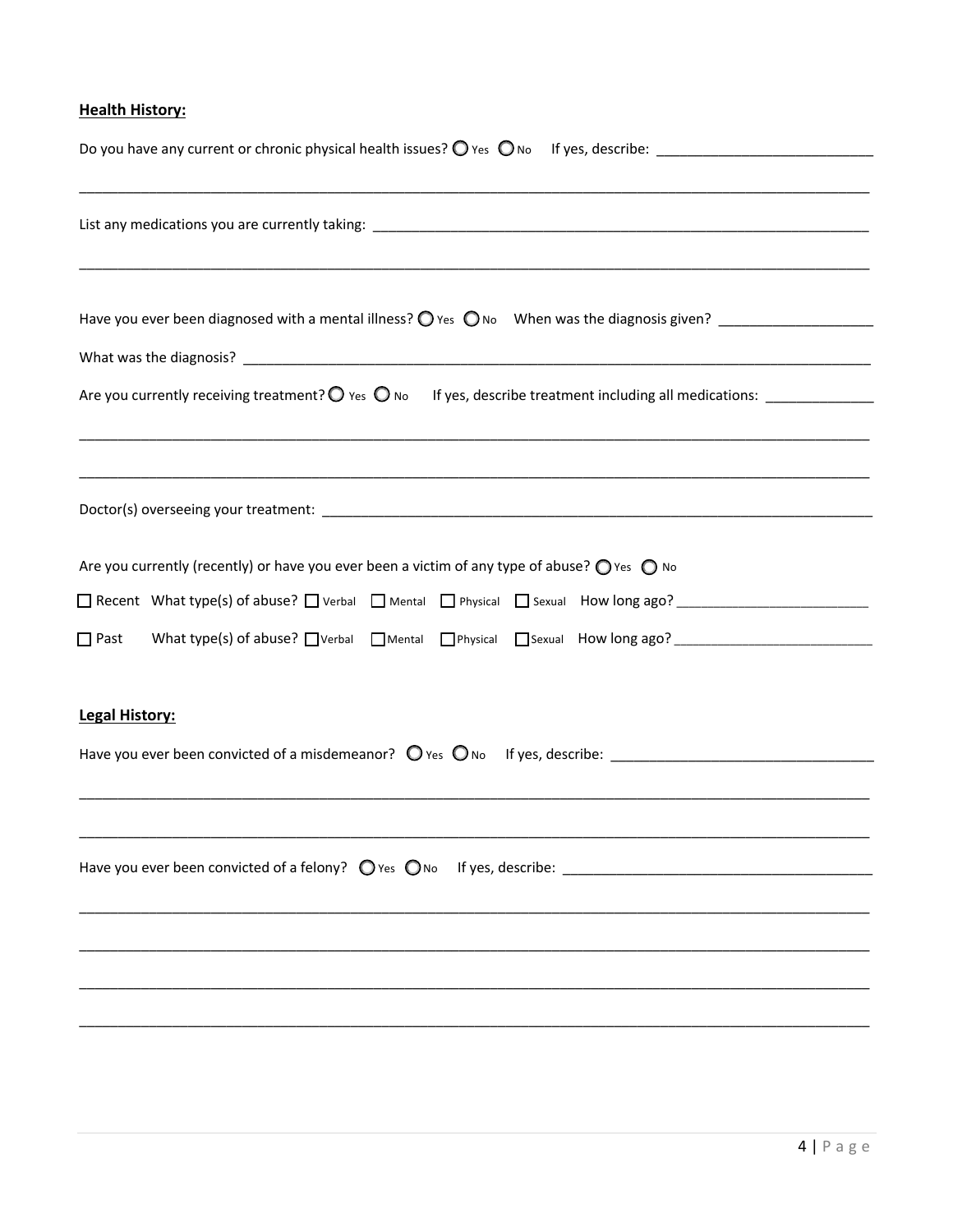**Health History:**

Do you have any current or chronic physical health issues? ○ Yes ○ No If yes, describe: ___________________________

_____________________________________________________________________________________________

List any medications you are currently taking: _____________________________________________________________

_____________________________________________________________________________________________

Have you ever been diagnosed with a mental illness? ○ Yes ○ No When was the diagnosis given? ___________________

What was the diagnosis? ___________________________________________________________________________

Are you currently receiving treatment? ○ Yes ○ No If yes, describe treatment including all medications: _____________

_____________________________________________________________________________________________

_____________________________________________________________________________________________

Doctor(s) overseeing your treatment: _________________________________________________________________

Are you currently (recently) or have you ever been a victim of any type of abuse? ○ Yes ○ No

☐ Recent What type(s) of abuse? ☐ Verbal ☐ Mental ☐ Physical ☐ Sexual How long ago? ________________________

☐ Past What type(s) of abuse? ☐ Verbal ☐ Mental ☐ Physical ☐ Sexual How long ago? _________________________

**Legal History:**

Have you ever been convicted of a misdemeanor? ○ Yes ○ No If yes, describe: _________________________________

_____________________________________________________________________________________________

_____________________________________________________________________________________________

Have you ever been convicted of a felony? ○ Yes ○ No If yes, describe: ______________________________________

_____________________________________________________________________________________________

_____________________________________________________________________________________________

_____________________________________________________________________________________________

_____________________________________________________________________________________________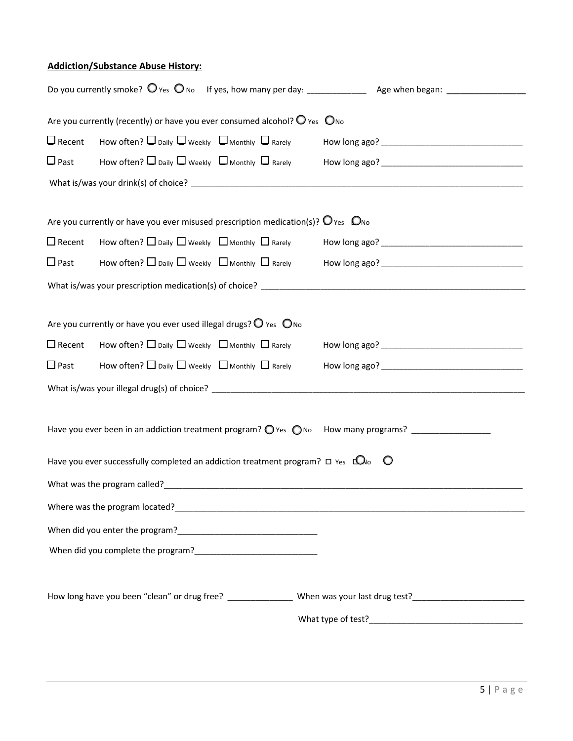**Addiction/Substance Abuse History:**

Do you currently smoke? ○ Yes ○ No If yes, how many per day: _____________ Age when began: ________________

Are you currently (recently) or have you ever consumed alcohol? ○ Yes ○ No

☐ Recent How often? ☐ Daily ☐ Weekly ☐ Monthly ☐ Rarely How long ago? ______________________________

☐ Past How often? ☐ Daily ☐ Weekly ☐ Monthly ☐ Rarely How long ago? ______________________________

What is/was your drink(s) of choice? ___________________________________________________________________________

Are you currently or have you ever misused prescription medication(s)? ○ Yes ○ No

☐ Recent How often? ☐ Daily ☐ Weekly ☐ Monthly ☐ Rarely How long ago? ______________________________

☐ Past How often? ☐ Daily ☐ Weekly ☐ Monthly ☐ Rarely How long ago? ______________________________

What is/was your prescription medication(s) of choice? ___________________________________________________________

Are you currently or have you ever used illegal drugs? ○ Yes ○ No

☐ Recent How often? ☐ Daily ☐ Weekly ☐ Monthly ☐ Rarely How long ago? ______________________________

☐ Past How often? ☐ Daily ☐ Weekly ☐ Monthly ☐ Rarely How long ago? ______________________________

What is/was your illegal drug(s) of choice? _________________________________________________________________

Have you ever been in an addiction treatment program? ○ Yes ○ No How many programs? ________________

Have you ever successfully completed an addiction treatment program? ☐ Yes ○ No ○

What was the program called?_____________________________________________________________________________

Where was the program located?___________________________________________________________________________

When did you enter the program?_____________________________

When did you complete the program?__________________________

How long have you been "clean" or drug free? _____________ When was your last drug test?_______________________

What type of test?________________________________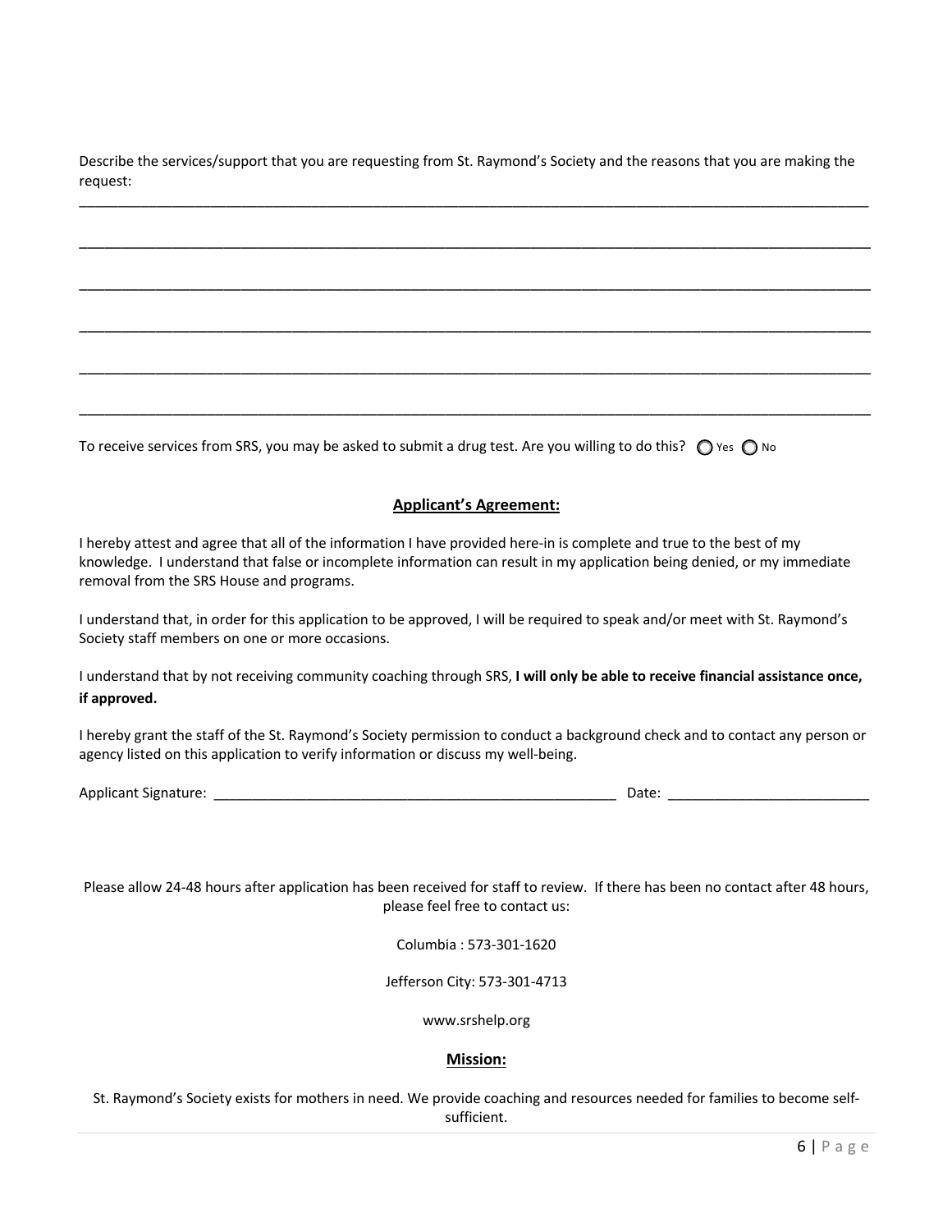Describe the services/support that you are requesting from St. Raymond's Society and the reasons that you are making the request:

______________________________________________________________________________________

______________________________________________________________________________________

______________________________________________________________________________________

______________________________________________________________________________________

______________________________________________________________________________________

______________________________________________________________________________________

To receive services from SRS, you may be asked to submit a drug test. Are you willing to do this? ◯ Yes ◯ No

## Applicant's Agreement:

I hereby attest and agree that all of the information I have provided here-in is complete and true to the best of my knowledge. I understand that false or incomplete information can result in my application being denied, or my immediate removal from the SRS House and programs.

I understand that, in order for this application to be approved, I will be required to speak and/or meet with St. Raymond's Society staff members on one or more occasions.

I understand that by not receiving community coaching through SRS, **I will only be able to receive financial assistance once, if approved.**

I hereby grant the staff of the St. Raymond's Society permission to conduct a background check and to contact any person or agency listed on this application to verify information or discuss my well-being.

Applicant Signature: ____________________________________________ Date: ______________________

Please allow 24-48 hours after application has been received for staff to review. If there has been no contact after 48 hours, please feel free to contact us:

Columbia : 573-301-1620

Jefferson City: 573-301-4713

www.srshelp.org

## Mission:

St. Raymond's Society exists for mothers in need. We provide coaching and resources needed for families to become self-sufficient.